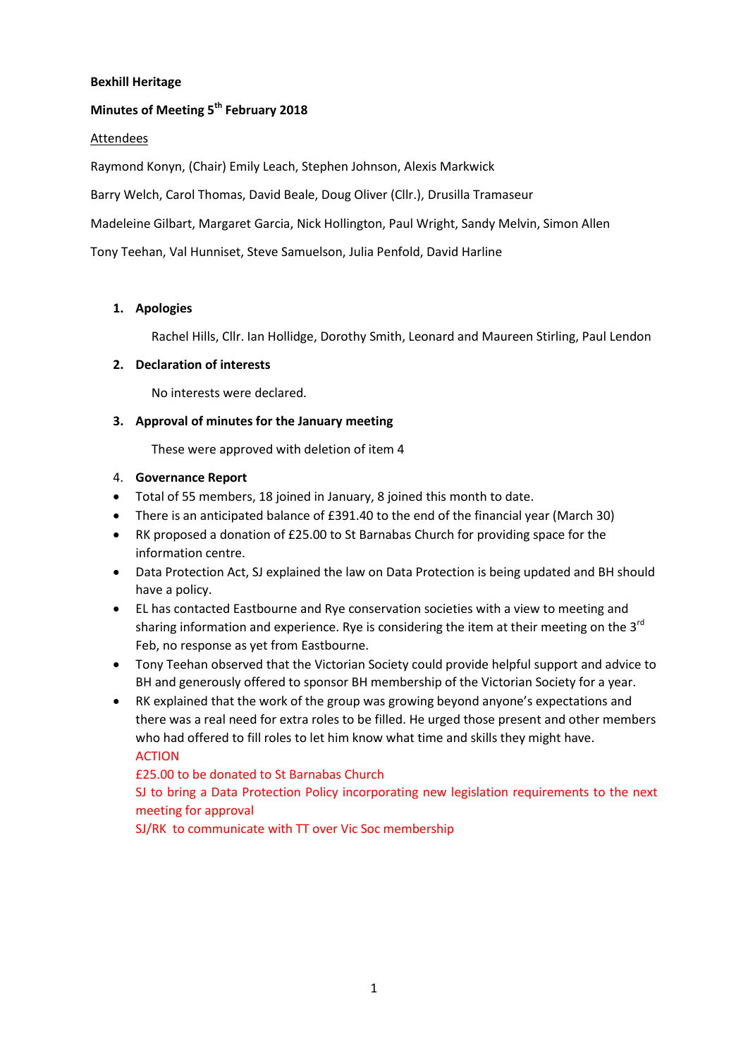**Bexhill Heritage**

**Minutes of Meeting 5th February 2018**

Attendees

Raymond Konyn, (Chair) Emily Leach, Stephen Johnson, Alexis Markwick

Barry Welch, Carol Thomas, David Beale, Doug Oliver (Cllr.), Drusilla Tramaseur

Madeleine Gilbart, Margaret Garcia, Nick Hollington, Paul Wright, Sandy Melvin, Simon Allen

Tony Teehan, Val Hunniset, Steve Samuelson, Julia Penfold, David Harline

1. **Apologies**

   Rachel Hills, Cllr. Ian Hollidge, Dorothy Smith, Leonard and Maureen Stirling, Paul Lendon

2. **Declaration of interests**

   No interests were declared.

3. **Approval of minutes for the January meeting**

   These were approved with deletion of item 4

4. **Governance Report**

- Total of 55 members, 18 joined in January, 8 joined this month to date.
- There is an anticipated balance of £391.40 to the end of the financial year (March 30)
- RK proposed a donation of £25.00 to St Barnabas Church for providing space for the information centre.
- Data Protection Act, SJ explained the law on Data Protection is being updated and BH should have a policy.
- EL has contacted Eastbourne and Rye conservation societies with a view to meeting and sharing information and experience. Rye is considering the item at their meeting on the 3rd Feb, no response as yet from Eastbourne.
- Tony Teehan observed that the Victorian Society could provide helpful support and advice to BH and generously offered to sponsor BH membership of the Victorian Society for a year.
- RK explained that the work of the group was growing beyond anyone's expectations and there was a real need for extra roles to be filled. He urged those present and other members who had offered to fill roles to let him know what time and skills they might have.

  ACTION

  £25.00 to be donated to St Barnabas Church

  SJ to bring a Data Protection Policy incorporating new legislation requirements to the next meeting for approval

  SJ/RK to communicate with TT over Vic Soc membership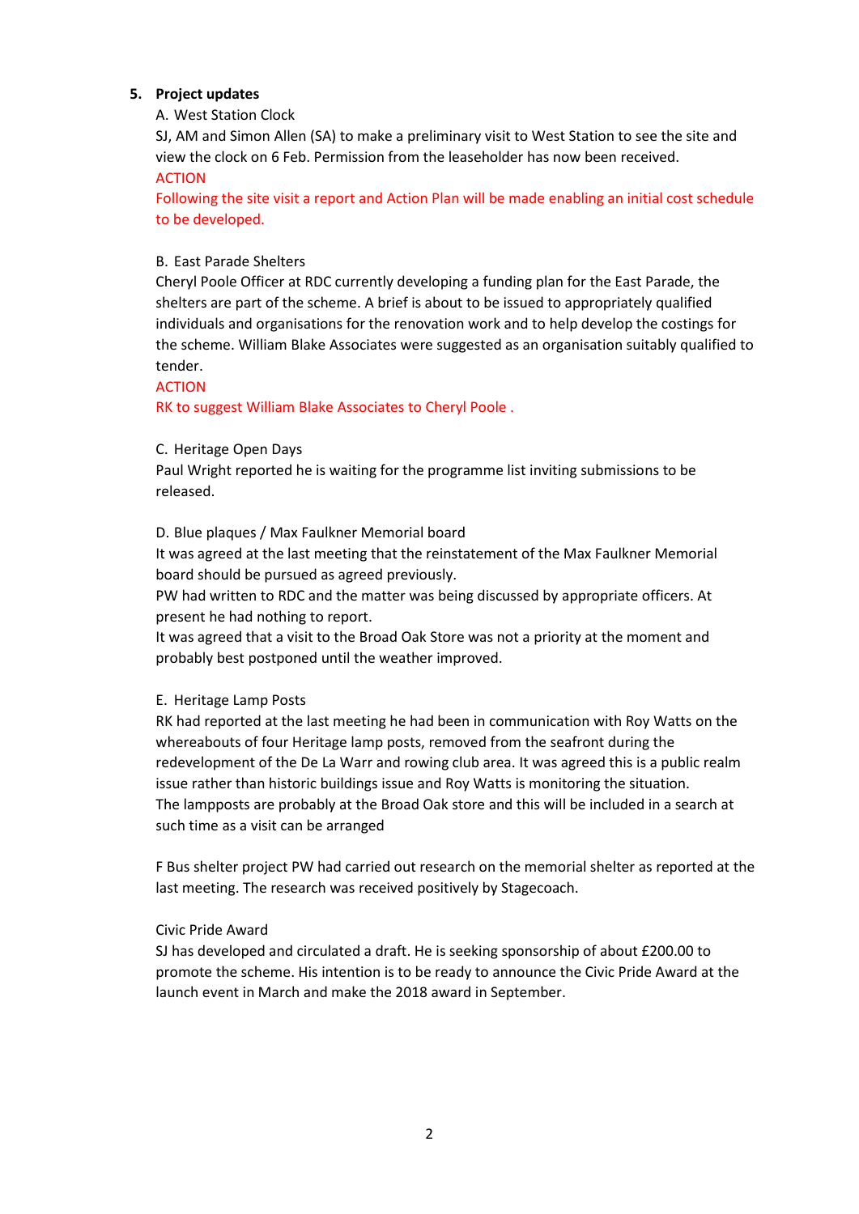5. **Project updates**

A. West Station Clock

SJ, AM and Simon Allen (SA) to make a preliminary visit to West Station to see the site and view the clock on 6 Feb. Permission from the leaseholder has now been received.

ACTION

Following the site visit a report and Action Plan will be made enabling an initial cost schedule to be developed.

B. East Parade Shelters

Cheryl Poole Officer at RDC currently developing a funding plan for the East Parade, the shelters are part of the scheme. A brief is about to be issued to appropriately qualified individuals and organisations for the renovation work and to help develop the costings for the scheme. William Blake Associates were suggested as an organisation suitably qualified to tender.

ACTION

RK to suggest William Blake Associates to Cheryl Poole .

C. Heritage Open Days

Paul Wright reported he is waiting for the programme list inviting submissions to be released.

D. Blue plaques / Max Faulkner Memorial board

It was agreed at the last meeting that the reinstatement of the Max Faulkner Memorial board should be pursued as agreed previously.

PW had written to RDC and the matter was being discussed by appropriate officers. At present he had nothing to report.

It was agreed that a visit to the Broad Oak Store was not a priority at the moment and probably best postponed until the weather improved.

E. Heritage Lamp Posts

RK had reported at the last meeting he had been in communication with Roy Watts on the whereabouts of four Heritage lamp posts, removed from the seafront during the redevelopment of the De La Warr and rowing club area. It was agreed this is a public realm issue rather than historic buildings issue and Roy Watts is monitoring the situation.

The lampposts are probably at the Broad Oak store and this will be included in a search at such time as a visit can be arranged

F Bus shelter project PW had carried out research on the memorial shelter as reported at the last meeting. The research was received positively by Stagecoach.

Civic Pride Award

SJ has developed and circulated a draft. He is seeking sponsorship of about £200.00 to promote the scheme. His intention is to be ready to announce the Civic Pride Award at the launch event in March and make the 2018 award in September.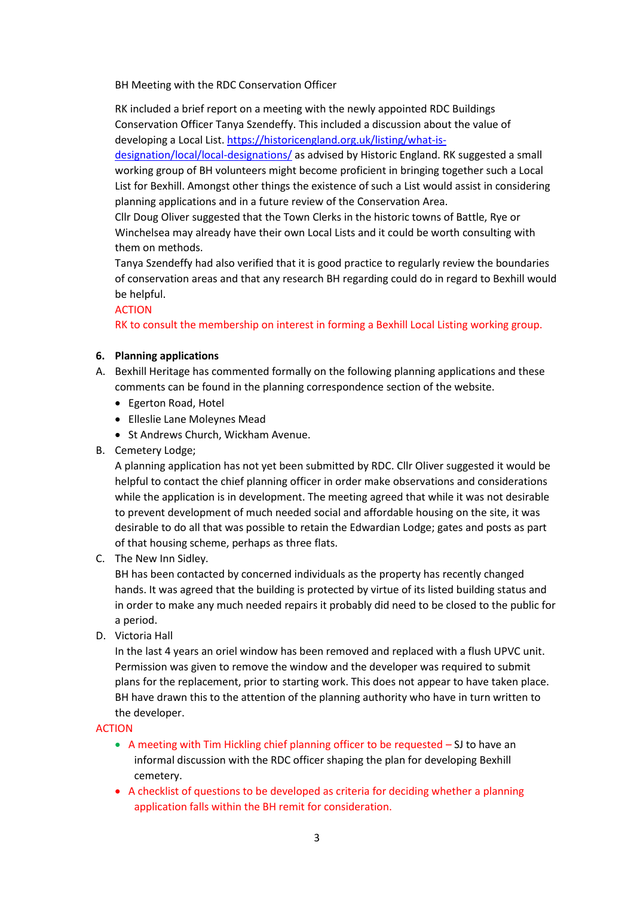BH Meeting with the RDC Conservation Officer

RK included a brief report on a meeting with the newly appointed RDC Buildings Conservation Officer Tanya Szendeffy. This included a discussion about the value of developing a Local List. https://historicengland.org.uk/listing/what-is-designation/local/local-designations/ as advised by Historic England. RK suggested a small working group of BH volunteers might become proficient in bringing together such a Local List for Bexhill. Amongst other things the existence of such a List would assist in considering planning applications and in a future review of the Conservation Area.
Cllr Doug Oliver suggested that the Town Clerks in the historic towns of Battle, Rye or Winchelsea may already have their own Local Lists and it could be worth consulting with them on methods.
Tanya Szendeffy had also verified that it is good practice to regularly review the boundaries of conservation areas and that any research BH regarding could do in regard to Bexhill would be helpful.

ACTION

RK to consult the membership on interest in forming a Bexhill Local Listing working group.

**6. Planning applications**

A. Bexhill Heritage has commented formally on the following planning applications and these comments can be found in the planning correspondence section of the website.
  - Egerton Road, Hotel
  - Elleslie Lane Moleynes Mead
  - St Andrews Church, Wickham Avenue.

B. Cemetery Lodge;
A planning application has not yet been submitted by RDC. Cllr Oliver suggested it would be helpful to contact the chief planning officer in order make observations and considerations while the application is in development. The meeting agreed that while it was not desirable to prevent development of much needed social and affordable housing on the site, it was desirable to do all that was possible to retain the Edwardian Lodge; gates and posts as part of that housing scheme, perhaps as three flats.

C. The New Inn Sidley.
BH has been contacted by concerned individuals as the property has recently changed hands. It was agreed that the building is protected by virtue of its listed building status and in order to make any much needed repairs it probably did need to be closed to the public for a period.

D. Victoria Hall
In the last 4 years an oriel window has been removed and replaced with a flush UPVC unit. Permission was given to remove the window and the developer was required to submit plans for the replacement, prior to starting work. This does not appear to have taken place. BH have drawn this to the attention of the planning authority who have in turn written to the developer.

ACTION

- A meeting with Tim Hickling chief planning officer to be requested – SJ to have an informal discussion with the RDC officer shaping the plan for developing Bexhill cemetery.
- A checklist of questions to be developed as criteria for deciding whether a planning application falls within the BH remit for consideration.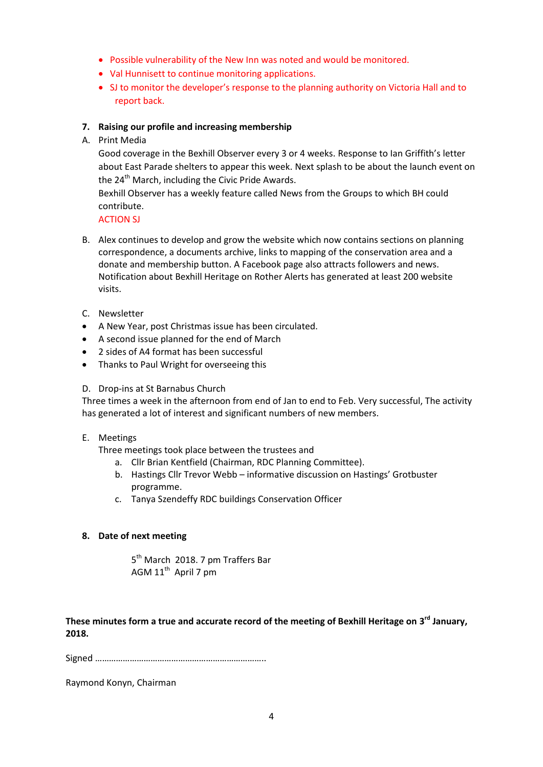- Possible vulnerability of the New Inn was noted and would be monitored.
- Val Hunnisett to continue monitoring applications.
- SJ to monitor the developer's response to the planning authority on Victoria Hall and to report back.

**7. Raising our profile and increasing membership**

A. Print Media

Good coverage in the Bexhill Observer every 3 or 4 weeks. Response to Ian Griffith's letter about East Parade shelters to appear this week. Next splash to be about the launch event on the 24th March, including the Civic Pride Awards.

Bexhill Observer has a weekly feature called News from the Groups to which BH could contribute.

ACTION SJ

B. Alex continues to develop and grow the website which now contains sections on planning correspondence, a documents archive, links to mapping of the conservation area and a donate and membership button. A Facebook page also attracts followers and news. Notification about Bexhill Heritage on Rother Alerts has generated at least 200 website visits.

C. Newsletter

- A New Year, post Christmas issue has been circulated.
- A second issue planned for the end of March
- 2 sides of A4 format has been successful
- Thanks to Paul Wright for overseeing this

D. Drop-ins at St Barnabus Church

Three times a week in the afternoon from end of Jan to end to Feb. Very successful, The activity has generated a lot of interest and significant numbers of new members.

E. Meetings

Three meetings took place between the trustees and

a. Cllr Brian Kentfield (Chairman, RDC Planning Committee).
b. Hastings Cllr Trevor Webb – informative discussion on Hastings' Grotbuster programme.
c. Tanya Szendeffy RDC buildings Conservation Officer

**8. Date of next meeting**

5th March 2018. 7 pm Traffers Bar
AGM 11th April 7 pm

**These minutes form a true and accurate record of the meeting of Bexhill Heritage on 3rd January, 2018.**

Signed ………………………………………………………………..

Raymond Konyn, Chairman